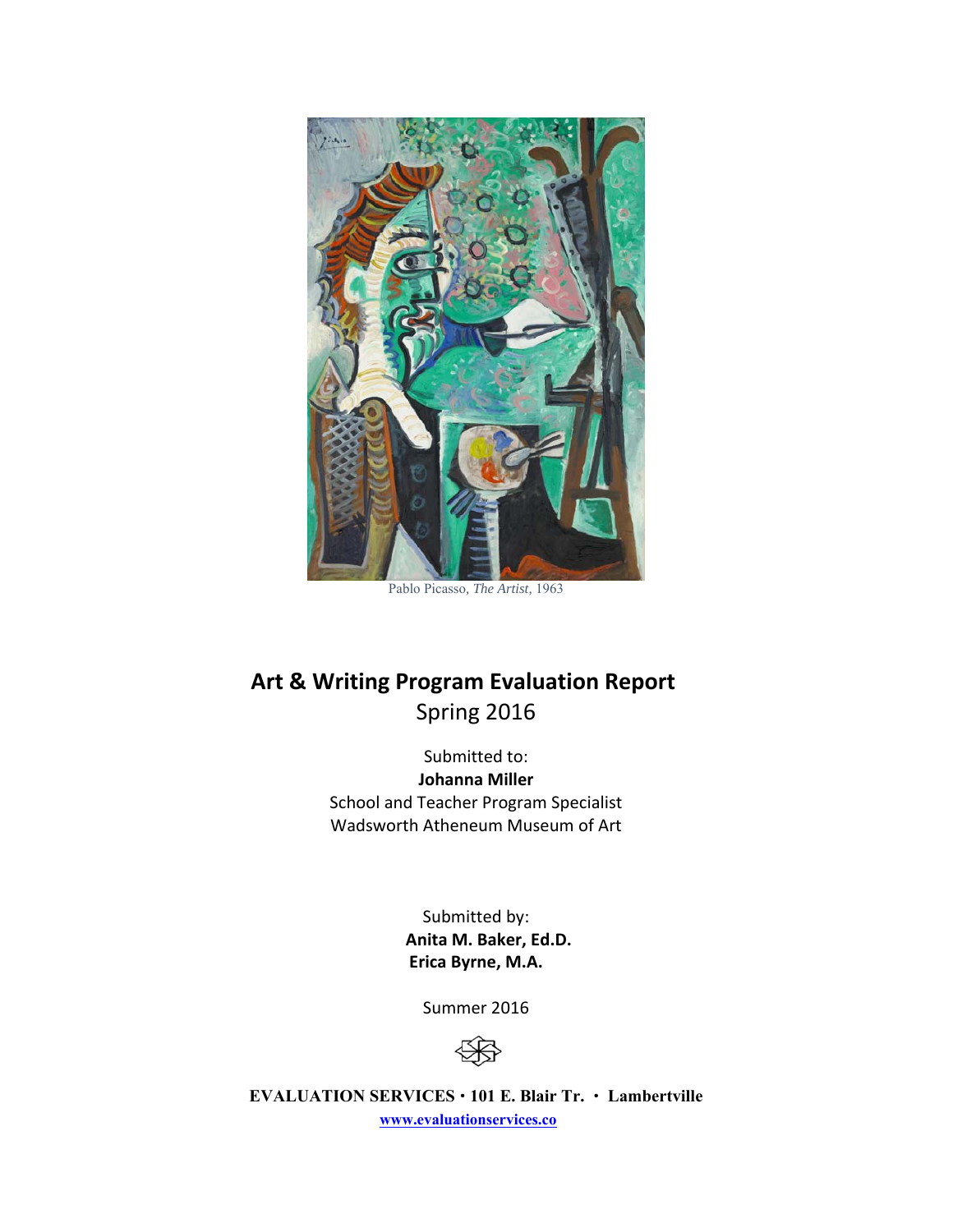Pablo Picasso, *The Artist*, 1963

# Art & Writing Program Evaluation Report

Spring 2016

Submitted to:

**Johanna Miller**

School and Teacher Program Specialist

Wadsworth Atheneum Museum of Art

Submitted by:

**Anita M. Baker, Ed.D.**

**Erica Byrne, M.A.**

Summer 2016

**EVALUATION SERVICES · 101 E. Blair Tr. · Lambertville**

**www.evaluationservices.co**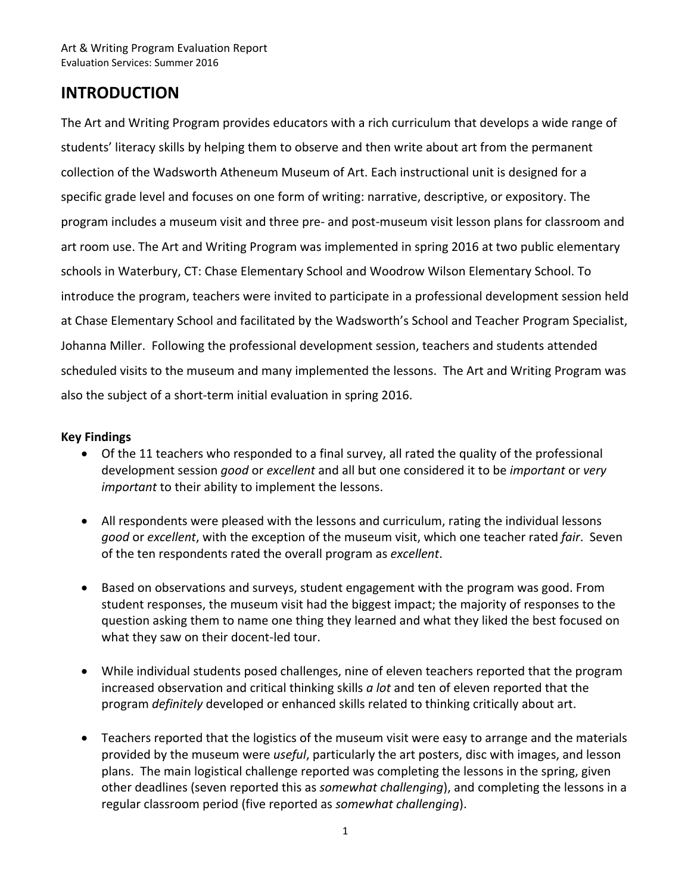# INTRODUCTION

The Art and Writing Program provides educators with a rich curriculum that develops a wide range of students' literacy skills by helping them to observe and then write about art from the permanent collection of the Wadsworth Atheneum Museum of Art. Each instructional unit is designed for a specific grade level and focuses on one form of writing: narrative, descriptive, or expository. The program includes a museum visit and three pre- and post-museum visit lesson plans for classroom and art room use. The Art and Writing Program was implemented in spring 2016 at two public elementary schools in Waterbury, CT: Chase Elementary School and Woodrow Wilson Elementary School. To introduce the program, teachers were invited to participate in a professional development session held at Chase Elementary School and facilitated by the Wadsworth's School and Teacher Program Specialist, Johanna Miller. Following the professional development session, teachers and students attended scheduled visits to the museum and many implemented the lessons. The Art and Writing Program was also the subject of a short-term initial evaluation in spring 2016.

### Key Findings

- Of the 11 teachers who responded to a final survey, all rated the quality of the professional development session *good* or *excellent* and all but one considered it to be *important* or *very important* to their ability to implement the lessons.

- All respondents were pleased with the lessons and curriculum, rating the individual lessons *good* or *excellent*, with the exception of the museum visit, which one teacher rated *fair*. Seven of the ten respondents rated the overall program as *excellent*.

- Based on observations and surveys, student engagement with the program was good. From student responses, the museum visit had the biggest impact; the majority of responses to the question asking them to name one thing they learned and what they liked the best focused on what they saw on their docent-led tour.

- While individual students posed challenges, nine of eleven teachers reported that the program increased observation and critical thinking skills *a lot* and ten of eleven reported that the program *definitely* developed or enhanced skills related to thinking critically about art.

- Teachers reported that the logistics of the museum visit were easy to arrange and the materials provided by the museum were *useful*, particularly the art posters, disc with images, and lesson plans. The main logistical challenge reported was completing the lessons in the spring, given other deadlines (seven reported this as *somewhat challenging*), and completing the lessons in a regular classroom period (five reported as *somewhat challenging*).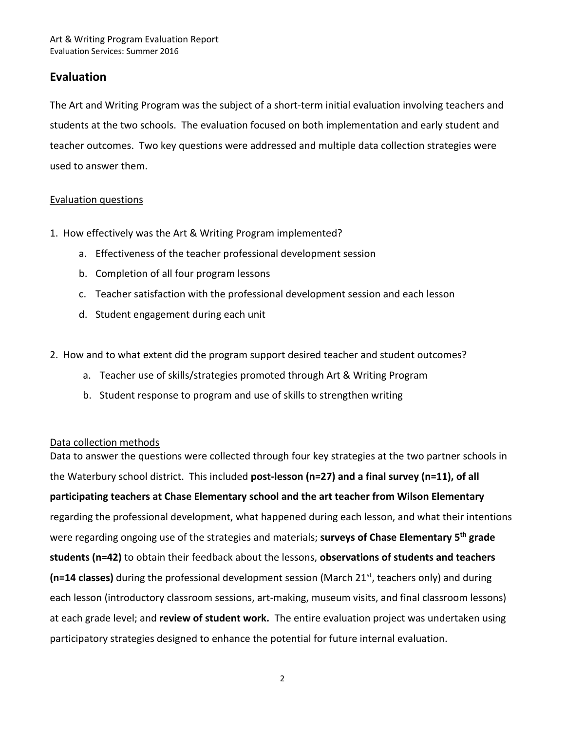## Evaluation

The Art and Writing Program was the subject of a short-term initial evaluation involving teachers and students at the two schools. The evaluation focused on both implementation and early student and teacher outcomes. Two key questions were addressed and multiple data collection strategies were used to answer them.

<u>Evaluation questions</u>

1. How effectively was the Art & Writing Program implemented?
   a. Effectiveness of the teacher professional development session
   b. Completion of all four program lessons
   c. Teacher satisfaction with the professional development session and each lesson
   d. Student engagement during each unit

2. How and to what extent did the program support desired teacher and student outcomes?
   a. Teacher use of skills/strategies promoted through Art & Writing Program
   b. Student response to program and use of skills to strengthen writing

<u>Data collection methods</u>

Data to answer the questions were collected through four key strategies at the two partner schools in the Waterbury school district. This included **post-lesson (n=27) and a final survey (n=11), of all participating teachers at Chase Elementary school and the art teacher from Wilson Elementary** regarding the professional development, what happened during each lesson, and what their intentions were regarding ongoing use of the strategies and materials; **surveys of Chase Elementary 5th grade students (n=42)** to obtain their feedback about the lessons, **observations of students and teachers (n=14 classes)** during the professional development session (March 21st, teachers only) and during each lesson (introductory classroom sessions, art-making, museum visits, and final classroom lessons) at each grade level; and **review of student work.** The entire evaluation project was undertaken using participatory strategies designed to enhance the potential for future internal evaluation.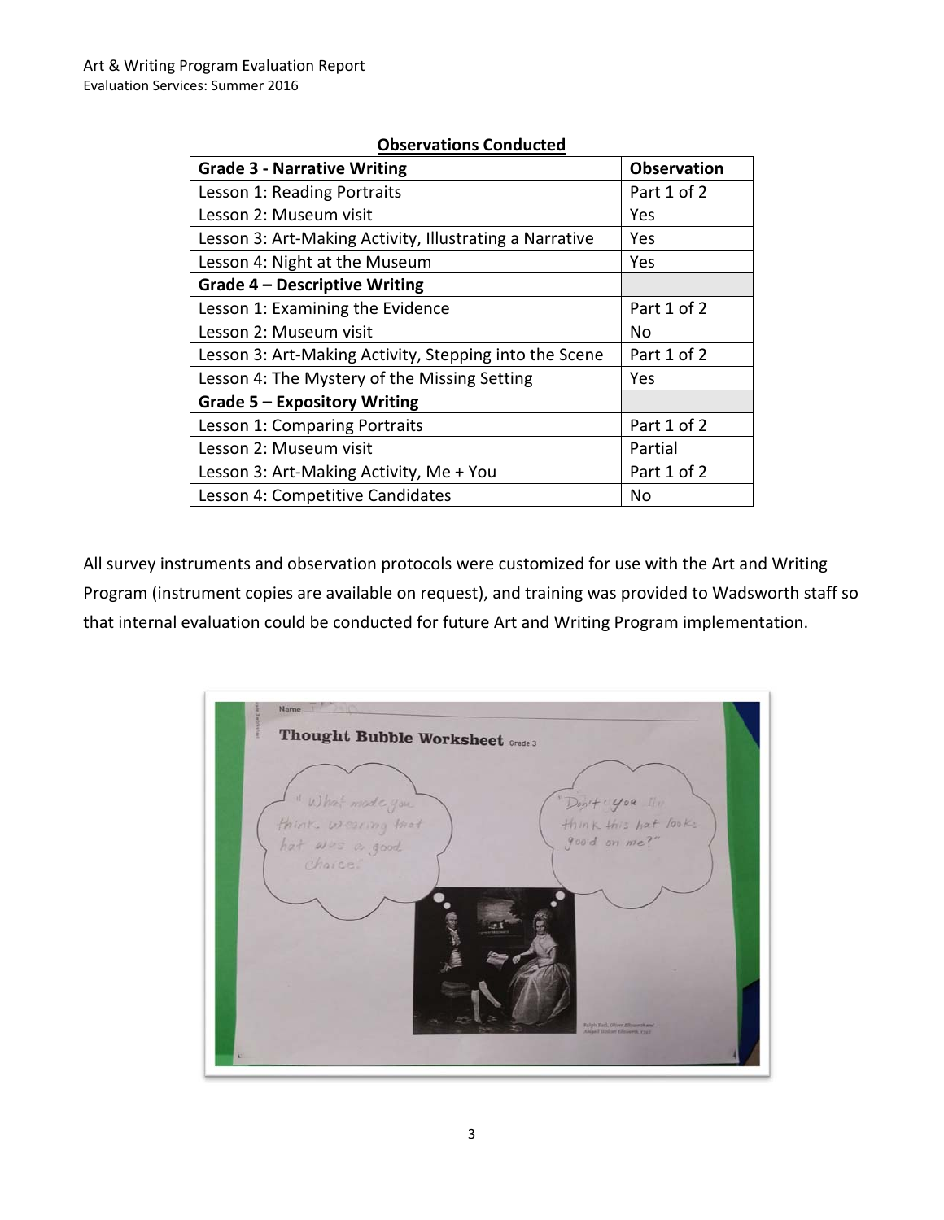**Observations Conducted**

| Grade 3 - Narrative Writing | Observation |
|---|---|
| Lesson 1: Reading Portraits | Part 1 of 2 |
| Lesson 2: Museum visit | Yes |
| Lesson 3: Art-Making Activity, Illustrating a Narrative | Yes |
| Lesson 4: Night at the Museum | Yes |
| **Grade 4 – Descriptive Writing** | |
| Lesson 1: Examining the Evidence | Part 1 of 2 |
| Lesson 2: Museum visit | No |
| Lesson 3: Art-Making Activity, Stepping into the Scene | Part 1 of 2 |
| Lesson 4: The Mystery of the Missing Setting | Yes |
| **Grade 5 – Expository Writing** | |
| Lesson 1: Comparing Portraits | Part 1 of 2 |
| Lesson 2: Museum visit | Partial |
| Lesson 3: Art-Making Activity, Me + You | Part 1 of 2 |
| Lesson 4: Competitive Candidates | No |

All survey instruments and observation protocols were customized for use with the Art and Writing Program (instrument copies are available on request), and training was provided to Wadsworth staff so that internal evaluation could be conducted for future Art and Writing Program implementation.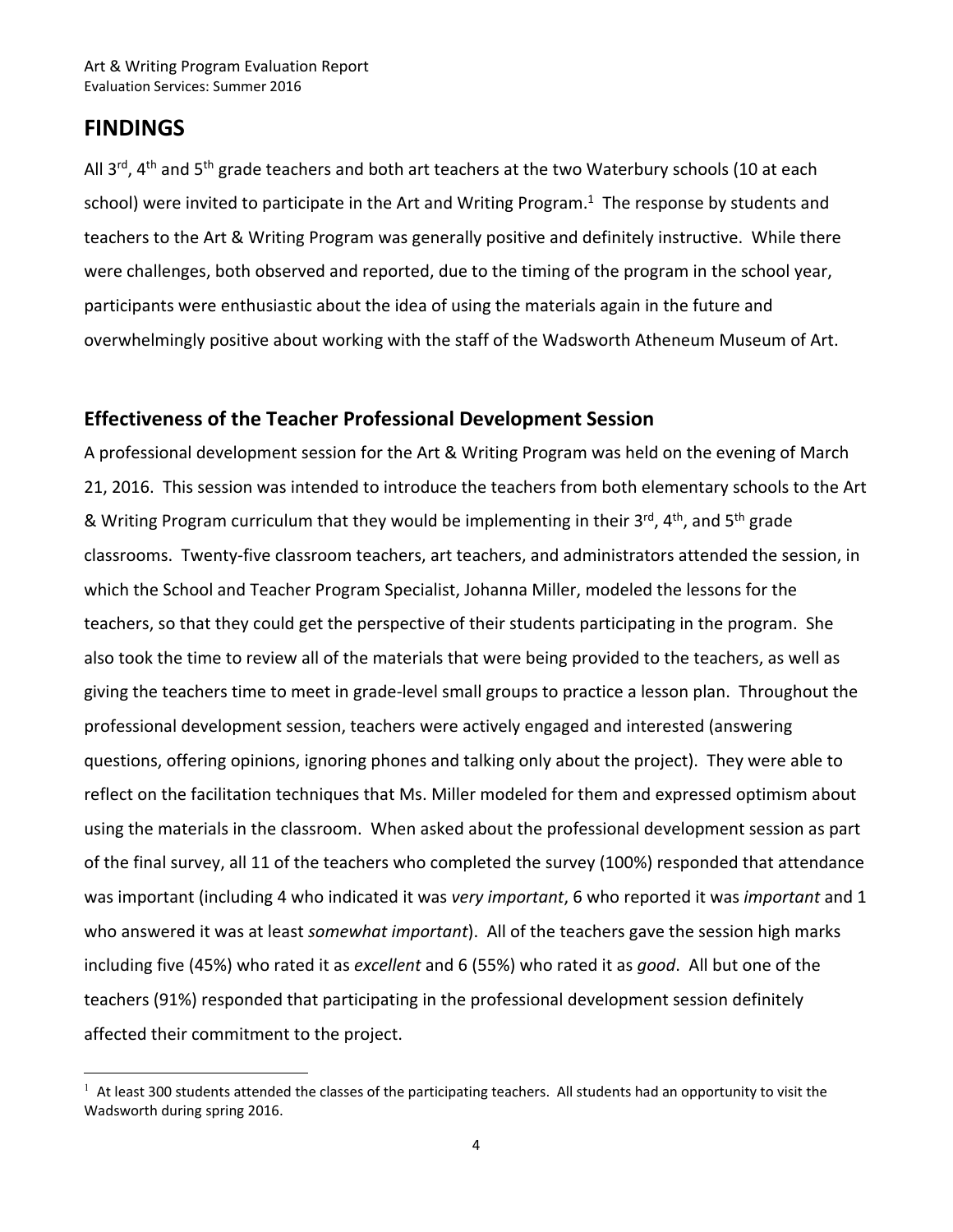## FINDINGS

All 3rd, 4th and 5th grade teachers and both art teachers at the two Waterbury schools (10 at each school) were invited to participate in the Art and Writing Program.[1] The response by students and teachers to the Art & Writing Program was generally positive and definitely instructive. While there were challenges, both observed and reported, due to the timing of the program in the school year, participants were enthusiastic about the idea of using the materials again in the future and overwhelmingly positive about working with the staff of the Wadsworth Atheneum Museum of Art.

### Effectiveness of the Teacher Professional Development Session

A professional development session for the Art & Writing Program was held on the evening of March 21, 2016. This session was intended to introduce the teachers from both elementary schools to the Art & Writing Program curriculum that they would be implementing in their 3rd, 4th, and 5th grade classrooms. Twenty-five classroom teachers, art teachers, and administrators attended the session, in which the School and Teacher Program Specialist, Johanna Miller, modeled the lessons for the teachers, so that they could get the perspective of their students participating in the program. She also took the time to review all of the materials that were being provided to the teachers, as well as giving the teachers time to meet in grade-level small groups to practice a lesson plan. Throughout the professional development session, teachers were actively engaged and interested (answering questions, offering opinions, ignoring phones and talking only about the project). They were able to reflect on the facilitation techniques that Ms. Miller modeled for them and expressed optimism about using the materials in the classroom. When asked about the professional development session as part of the final survey, all 11 of the teachers who completed the survey (100%) responded that attendance was important (including 4 who indicated it was *very important*, 6 who reported it was *important* and 1 who answered it was at least *somewhat important*). All of the teachers gave the session high marks including five (45%) who rated it as *excellent* and 6 (55%) who rated it as *good*. All but one of the teachers (91%) responded that participating in the professional development session definitely affected their commitment to the project.

[1] At least 300 students attended the classes of the participating teachers. All students had an opportunity to visit the Wadsworth during spring 2016.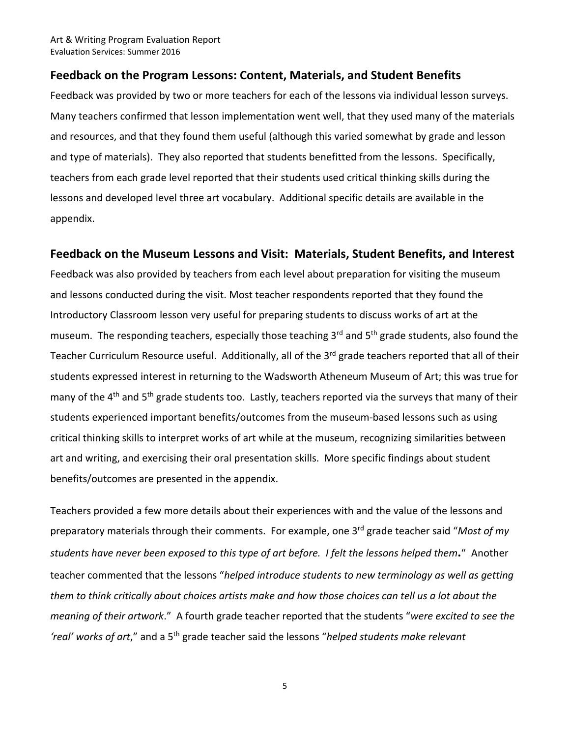## Feedback on the Program Lessons: Content, Materials, and Student Benefits

Feedback was provided by two or more teachers for each of the lessons via individual lesson surveys. Many teachers confirmed that lesson implementation went well, that they used many of the materials and resources, and that they found them useful (although this varied somewhat by grade and lesson and type of materials). They also reported that students benefitted from the lessons. Specifically, teachers from each grade level reported that their students used critical thinking skills during the lessons and developed level three art vocabulary. Additional specific details are available in the appendix.

## Feedback on the Museum Lessons and Visit: Materials, Student Benefits, and Interest

Feedback was also provided by teachers from each level about preparation for visiting the museum and lessons conducted during the visit. Most teacher respondents reported that they found the Introductory Classroom lesson very useful for preparing students to discuss works of art at the museum. The responding teachers, especially those teaching 3rd and 5th grade students, also found the Teacher Curriculum Resource useful. Additionally, all of the 3rd grade teachers reported that all of their students expressed interest in returning to the Wadsworth Atheneum Museum of Art; this was true for many of the 4th and 5th grade students too. Lastly, teachers reported via the surveys that many of their students experienced important benefits/outcomes from the museum-based lessons such as using critical thinking skills to interpret works of art while at the museum, recognizing similarities between art and writing, and exercising their oral presentation skills. More specific findings about student benefits/outcomes are presented in the appendix.

Teachers provided a few more details about their experiences with and the value of the lessons and preparatory materials through their comments. For example, one 3rd grade teacher said "*Most of my students have never been exposed to this type of art before. I felt the lessons helped them***.**" Another teacher commented that the lessons "*helped introduce students to new terminology as well as getting them to think critically about choices artists make and how those choices can tell us a lot about the meaning of their artwork*." A fourth grade teacher reported that the students "*were excited to see the 'real' works of art*," and a 5th grade teacher said the lessons "*helped students make relevant*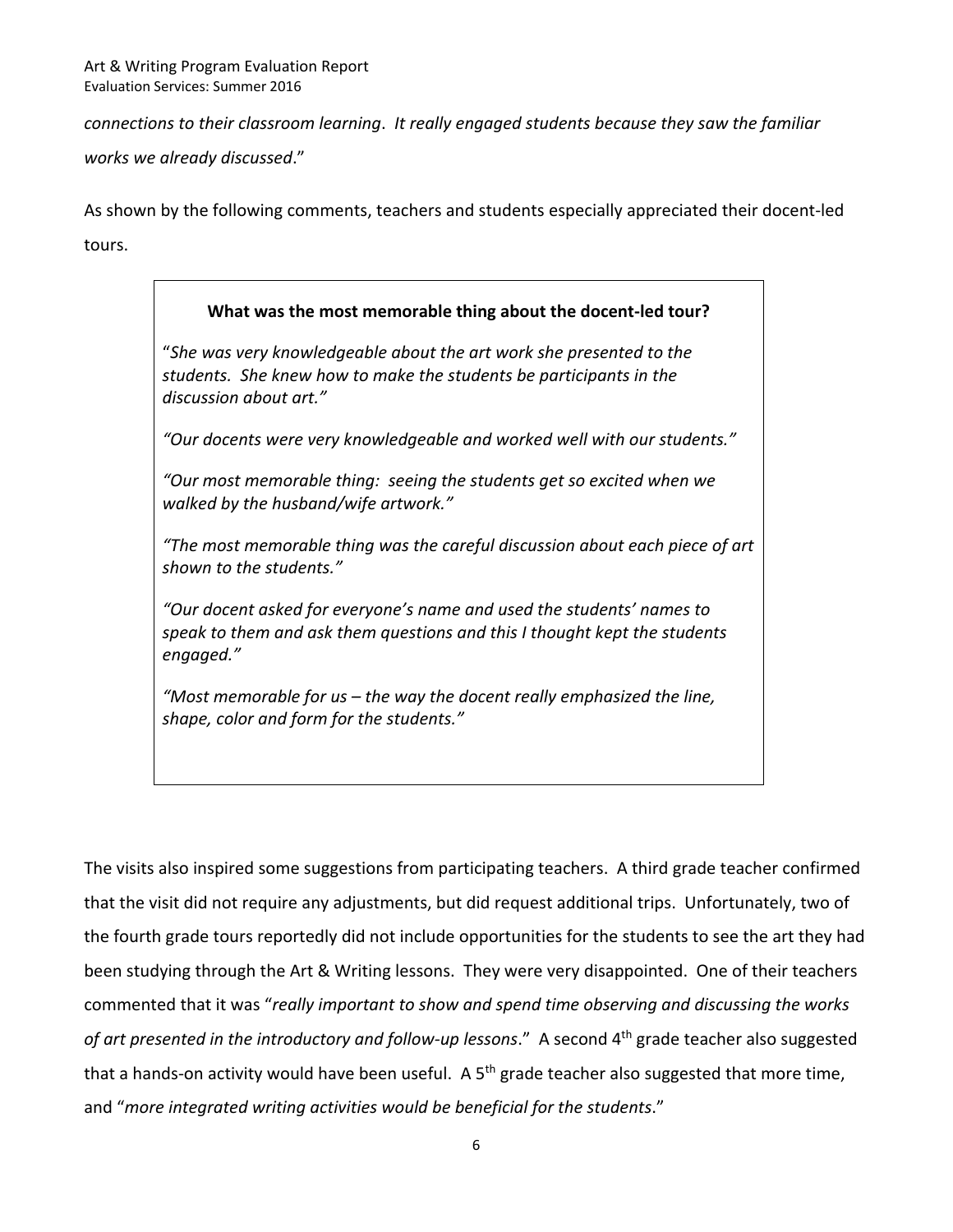*connections to their classroom learning*. *It really engaged students because they saw the familiar works we already discussed*."

As shown by the following comments, teachers and students especially appreciated their docent-led tours.

> **What was the most memorable thing about the docent-led tour?**
>
> "*She was very knowledgeable about the art work she presented to the students. She knew how to make the students be participants in the discussion about art."*
>
> *"Our docents were very knowledgeable and worked well with our students."*
>
> *"Our most memorable thing: seeing the students get so excited when we walked by the husband/wife artwork."*
>
> *"The most memorable thing was the careful discussion about each piece of art shown to the students."*
>
> *"Our docent asked for everyone's name and used the students' names to speak to them and ask them questions and this I thought kept the students engaged."*
>
> *"Most memorable for us – the way the docent really emphasized the line, shape, color and form for the students."*

The visits also inspired some suggestions from participating teachers. A third grade teacher confirmed that the visit did not require any adjustments, but did request additional trips. Unfortunately, two of the fourth grade tours reportedly did not include opportunities for the students to see the art they had been studying through the Art & Writing lessons. They were very disappointed. One of their teachers commented that it was "*really important to show and spend time observing and discussing the works of art presented in the introductory and follow-up lessons*." A second 4th grade teacher also suggested that a hands-on activity would have been useful. A 5th grade teacher also suggested that more time, and "*more integrated writing activities would be beneficial for the students*."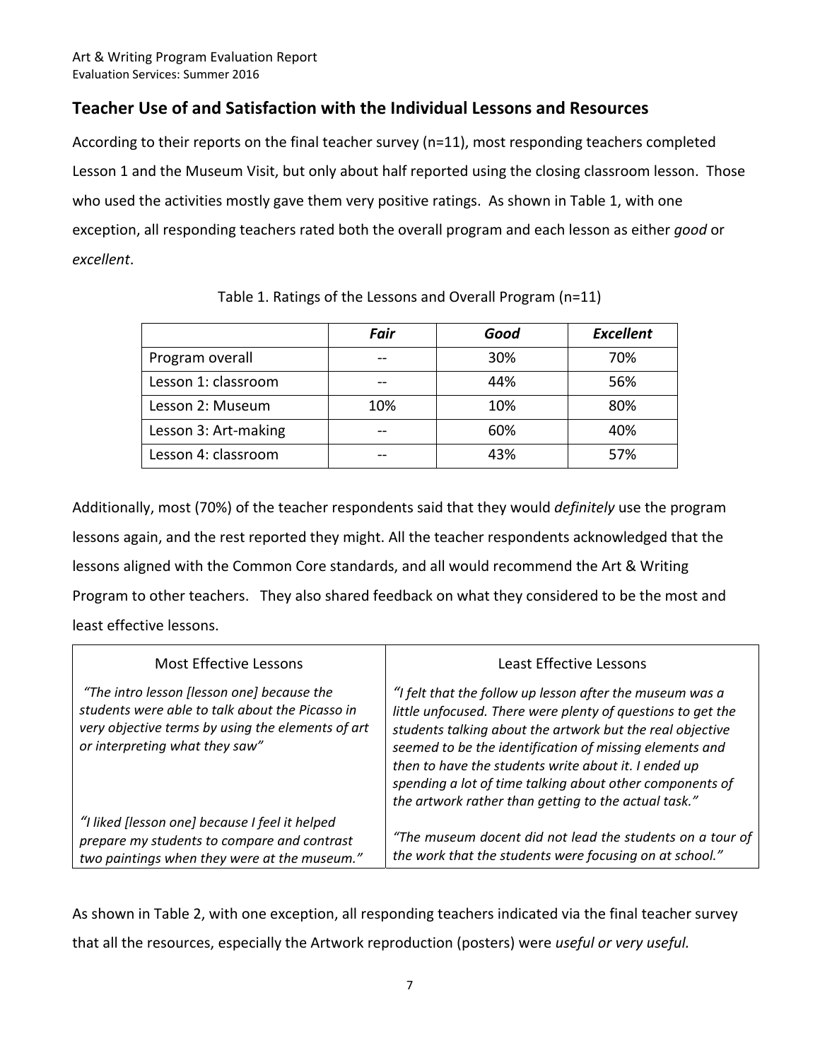## Teacher Use of and Satisfaction with the Individual Lessons and Resources

According to their reports on the final teacher survey (n=11), most responding teachers completed Lesson 1 and the Museum Visit, but only about half reported using the closing classroom lesson. Those who used the activities mostly gave them very positive ratings. As shown in Table 1, with one exception, all responding teachers rated both the overall program and each lesson as either *good* or *excellent*.

Table 1. Ratings of the Lessons and Overall Program (n=11)

| | ***Fair*** | ***Good*** | ***Excellent*** |
|---|---|---|---|
| Program overall | -- | 30% | 70% |
| Lesson 1: classroom | -- | 44% | 56% |
| Lesson 2: Museum | 10% | 10% | 80% |
| Lesson 3: Art-making | -- | 60% | 40% |
| Lesson 4: classroom | -- | 43% | 57% |

Additionally, most (70%) of the teacher respondents said that they would *definitely* use the program lessons again, and the rest reported they might. All the teacher respondents acknowledged that the lessons aligned with the Common Core standards, and all would recommend the Art & Writing Program to other teachers. They also shared feedback on what they considered to be the most and least effective lessons.

| Most Effective Lessons | Least Effective Lessons |
|---|---|
| *"The intro lesson [lesson one] because the students were able to talk about the Picasso in very objective terms by using the elements of art or interpreting what they saw"* | *"I felt that the follow up lesson after the museum was a little unfocused. There were plenty of questions to get the students talking about the artwork but the real objective seemed to be the identification of missing elements and then to have the students write about it. I ended up spending a lot of time talking about other components of the artwork rather than getting to the actual task."* |
| *"I liked [lesson one] because I feel it helped prepare my students to compare and contrast two paintings when they were at the museum."* | *"The museum docent did not lead the students on a tour of the work that the students were focusing on at school."* |

As shown in Table 2, with one exception, all responding teachers indicated via the final teacher survey that all the resources, especially the Artwork reproduction (posters) were *useful or very useful.*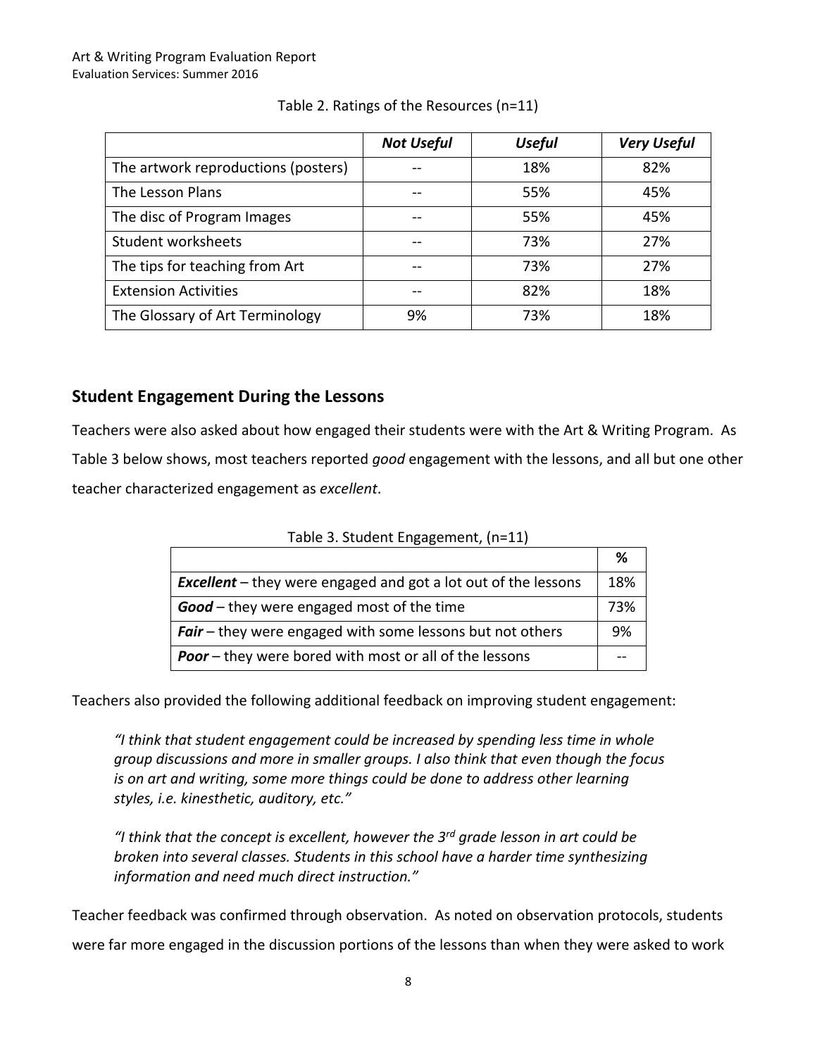Table 2. Ratings of the Resources (n=11)

| | *Not Useful* | *Useful* | *Very Useful* |
|---|---|---|---|
| The artwork reproductions (posters) | -- | 18% | 82% |
| The Lesson Plans | -- | 55% | 45% |
| The disc of Program Images | -- | 55% | 45% |
| Student worksheets | -- | 73% | 27% |
| The tips for teaching from Art | -- | 73% | 27% |
| Extension Activities | -- | 82% | 18% |
| The Glossary of Art Terminology | 9% | 73% | 18% |

## Student Engagement During the Lessons

Teachers were also asked about how engaged their students were with the Art & Writing Program. As Table 3 below shows, most teachers reported *good* engagement with the lessons, and all but one other teacher characterized engagement as *excellent*.

Table 3. Student Engagement, (n=11)

| | % |
|---|---|
| ***Excellent*** – they were engaged and got a lot out of the lessons | 18% |
| ***Good*** – they were engaged most of the time | 73% |
| ***Fair*** – they were engaged with some lessons but not others | 9% |
| ***Poor*** – they were bored with most or all of the lessons | -- |

Teachers also provided the following additional feedback on improving student engagement:

> *"I think that student engagement could be increased by spending less time in whole group discussions and more in smaller groups. I also think that even though the focus is on art and writing, some more things could be done to address other learning styles, i.e. kinesthetic, auditory, etc."*

> *"I think that the concept is excellent, however the 3rd grade lesson in art could be broken into several classes. Students in this school have a harder time synthesizing information and need much direct instruction."*

Teacher feedback was confirmed through observation. As noted on observation protocols, students were far more engaged in the discussion portions of the lessons than when they were asked to work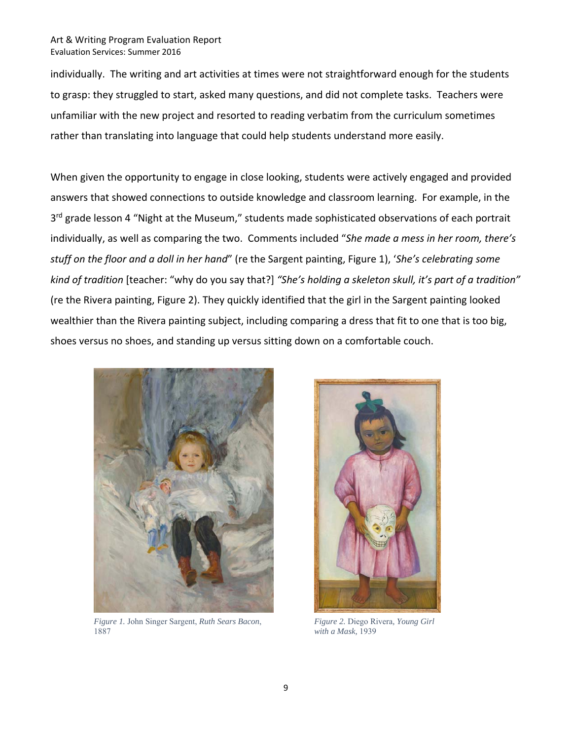individually. The writing and art activities at times were not straightforward enough for the students to grasp: they struggled to start, asked many questions, and did not complete tasks. Teachers were unfamiliar with the new project and resorted to reading verbatim from the curriculum sometimes rather than translating into language that could help students understand more easily.

When given the opportunity to engage in close looking, students were actively engaged and provided answers that showed connections to outside knowledge and classroom learning. For example, in the 3rd grade lesson 4 "Night at the Museum," students made sophisticated observations of each portrait individually, as well as comparing the two. Comments included "*She made a mess in her room, there's stuff on the floor and a doll in her hand*" (re the Sargent painting, Figure 1), '*She's celebrating some kind of tradition* [teacher: "why do you say that?] *"She's holding a skeleton skull, it's part of a tradition"* (re the Rivera painting, Figure 2). They quickly identified that the girl in the Sargent painting looked wealthier than the Rivera painting subject, including comparing a dress that fit to one that is too big, shoes versus no shoes, and standing up versus sitting down on a comfortable couch.

*Figure 1.* John Singer Sargent, *Ruth Sears Bacon*, 1887

*Figure 2.* Diego Rivera, *Young Girl with a Mask*, 1939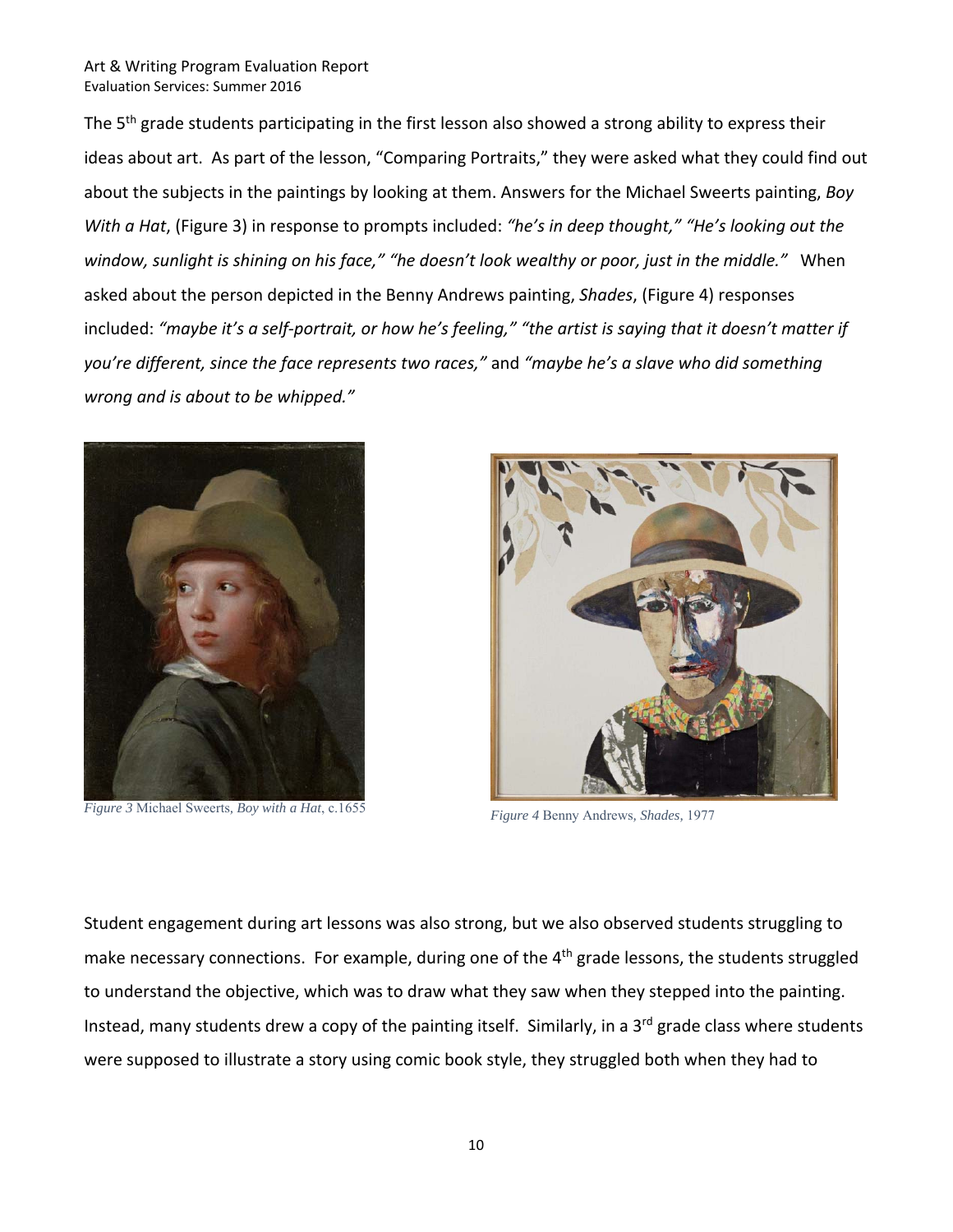The 5th grade students participating in the first lesson also showed a strong ability to express their ideas about art. As part of the lesson, "Comparing Portraits," they were asked what they could find out about the subjects in the paintings by looking at them. Answers for the Michael Sweerts painting, *Boy With a Hat*, (Figure 3) in response to prompts included: *"he's in deep thought," "He's looking out the window, sunlight is shining on his face," "he doesn't look wealthy or poor, just in the middle."* When asked about the person depicted in the Benny Andrews painting, *Shades*, (Figure 4) responses included: *"maybe it's a self-portrait, or how he's feeling," "the artist is saying that it doesn't matter if you're different, since the face represents two races,"* and *"maybe he's a slave who did something wrong and is about to be whipped."*

*Figure 3* Michael Sweerts, *Boy with a Hat*, c.1655

*Figure 4* Benny Andrews, *Shades*, 1977

Student engagement during art lessons was also strong, but we also observed students struggling to make necessary connections. For example, during one of the 4th grade lessons, the students struggled to understand the objective, which was to draw what they saw when they stepped into the painting. Instead, many students drew a copy of the painting itself. Similarly, in a 3rd grade class where students were supposed to illustrate a story using comic book style, they struggled both when they had to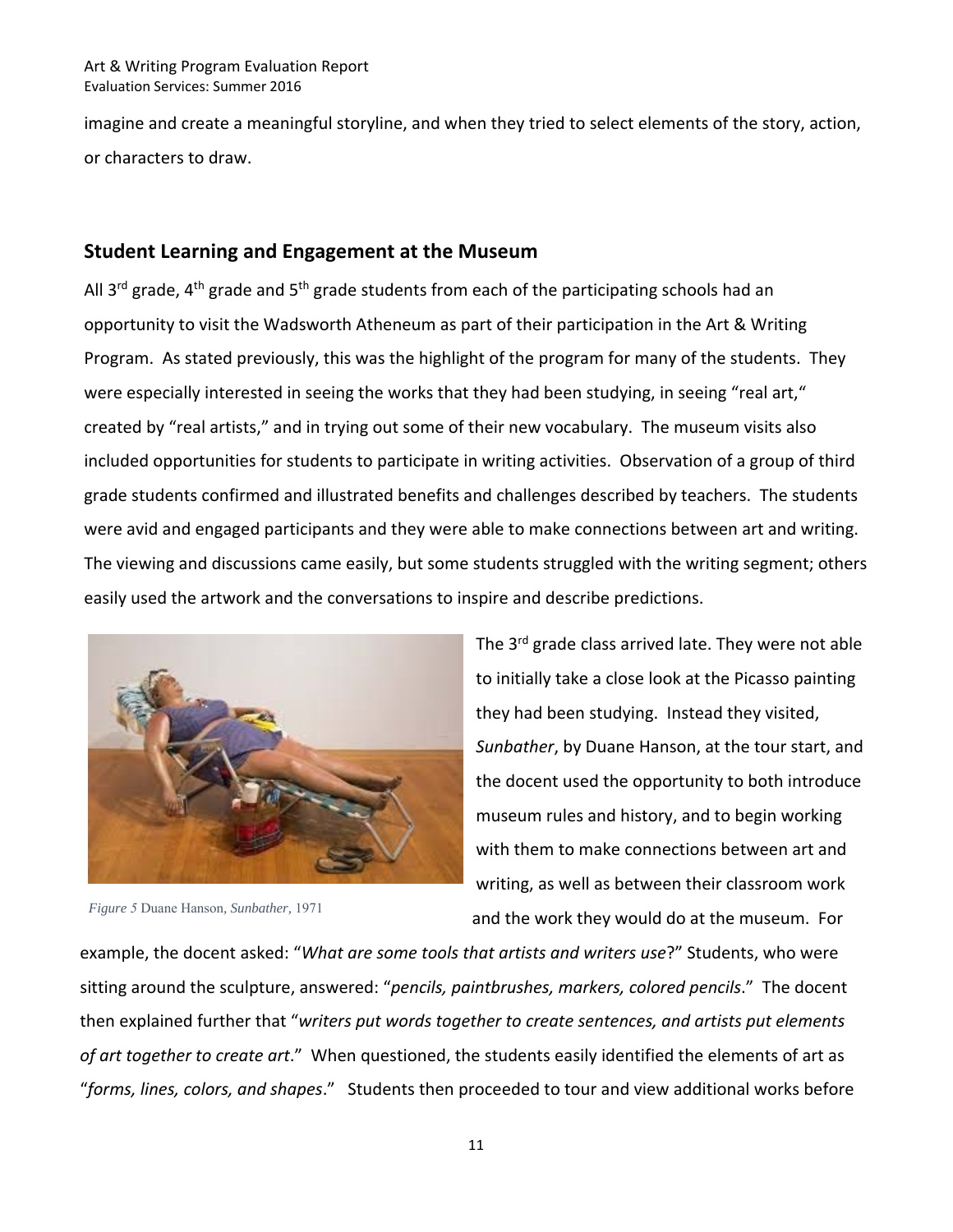imagine and create a meaningful storyline, and when they tried to select elements of the story, action, or characters to draw.

## Student Learning and Engagement at the Museum

All 3rd grade, 4th grade and 5th grade students from each of the participating schools had an opportunity to visit the Wadsworth Atheneum as part of their participation in the Art & Writing Program. As stated previously, this was the highlight of the program for many of the students. They were especially interested in seeing the works that they had been studying, in seeing "real art," created by "real artists," and in trying out some of their new vocabulary. The museum visits also included opportunities for students to participate in writing activities. Observation of a group of third grade students confirmed and illustrated benefits and challenges described by teachers. The students were avid and engaged participants and they were able to make connections between art and writing. The viewing and discussions came easily, but some students struggled with the writing segment; others easily used the artwork and the conversations to inspire and describe predictions.

*Figure 5* Duane Hanson, *Sunbather*, 1971

The 3rd grade class arrived late. They were not able to initially take a close look at the Picasso painting they had been studying. Instead they visited, *Sunbather*, by Duane Hanson, at the tour start, and the docent used the opportunity to both introduce museum rules and history, and to begin working with them to make connections between art and writing, as well as between their classroom work and the work they would do at the museum. For example, the docent asked: "*What are some tools that artists and writers use*?" Students, who were sitting around the sculpture, answered: "*pencils, paintbrushes, markers, colored pencils*." The docent then explained further that "*writers put words together to create sentences, and artists put elements of art together to create art*." When questioned, the students easily identified the elements of art as "*forms, lines, colors, and shapes*." Students then proceeded to tour and view additional works before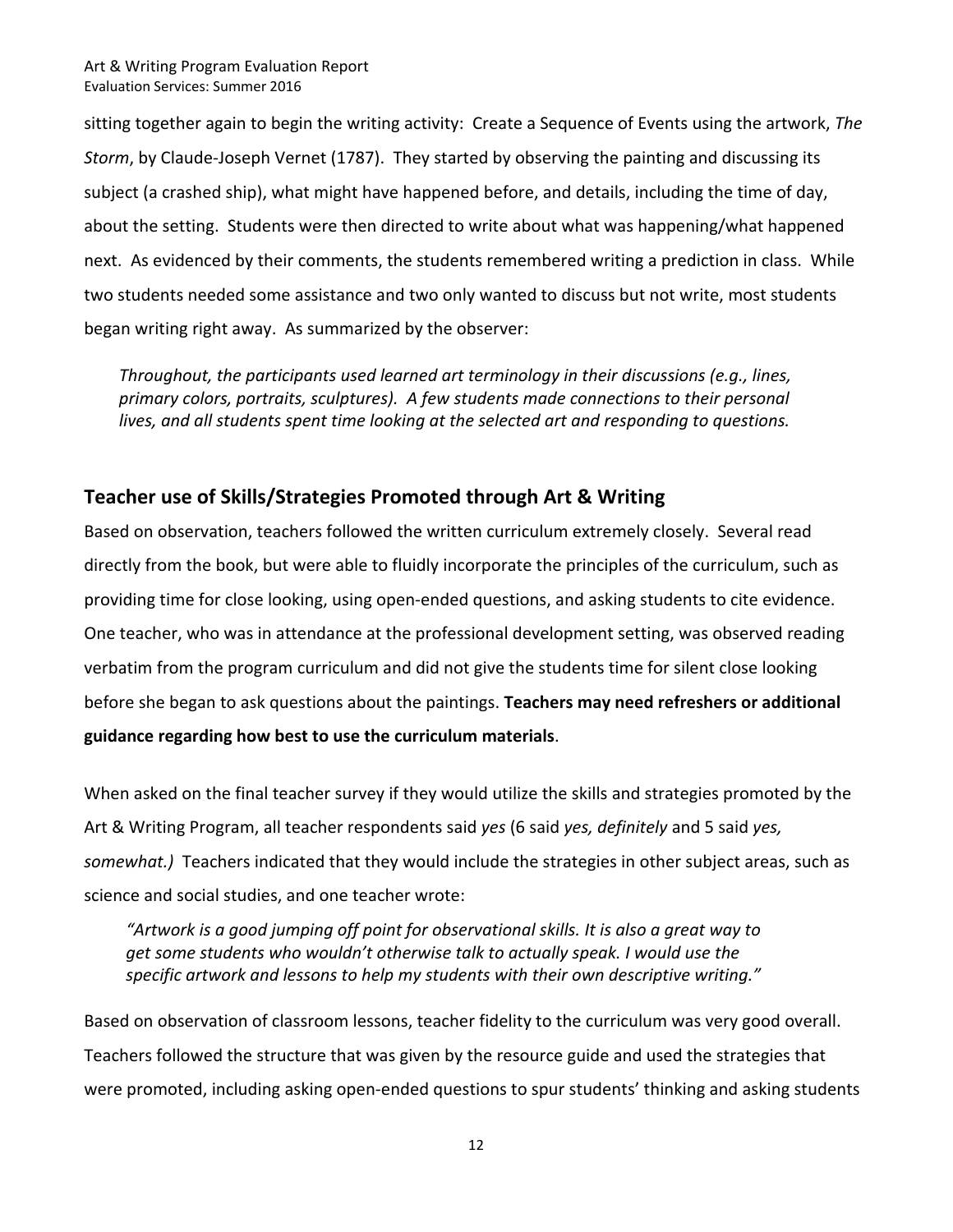sitting together again to begin the writing activity: Create a Sequence of Events using the artwork, *The Storm*, by Claude-Joseph Vernet (1787). They started by observing the painting and discussing its subject (a crashed ship), what might have happened before, and details, including the time of day, about the setting. Students were then directed to write about what was happening/what happened next. As evidenced by their comments, the students remembered writing a prediction in class. While two students needed some assistance and two only wanted to discuss but not write, most students began writing right away. As summarized by the observer:

> *Throughout, the participants used learned art terminology in their discussions (e.g., lines, primary colors, portraits, sculptures). A few students made connections to their personal lives, and all students spent time looking at the selected art and responding to questions.*

## Teacher use of Skills/Strategies Promoted through Art & Writing

Based on observation, teachers followed the written curriculum extremely closely. Several read directly from the book, but were able to fluidly incorporate the principles of the curriculum, such as providing time for close looking, using open-ended questions, and asking students to cite evidence. One teacher, who was in attendance at the professional development setting, was observed reading verbatim from the program curriculum and did not give the students time for silent close looking before she began to ask questions about the paintings. **Teachers may need refreshers or additional guidance regarding how best to use the curriculum materials**.

When asked on the final teacher survey if they would utilize the skills and strategies promoted by the Art & Writing Program, all teacher respondents said *yes* (6 said *yes, definitely* and 5 said *yes, somewhat.)* Teachers indicated that they would include the strategies in other subject areas, such as science and social studies, and one teacher wrote:

> *"Artwork is a good jumping off point for observational skills. It is also a great way to get some students who wouldn't otherwise talk to actually speak. I would use the specific artwork and lessons to help my students with their own descriptive writing."*

Based on observation of classroom lessons, teacher fidelity to the curriculum was very good overall. Teachers followed the structure that was given by the resource guide and used the strategies that were promoted, including asking open-ended questions to spur students' thinking and asking students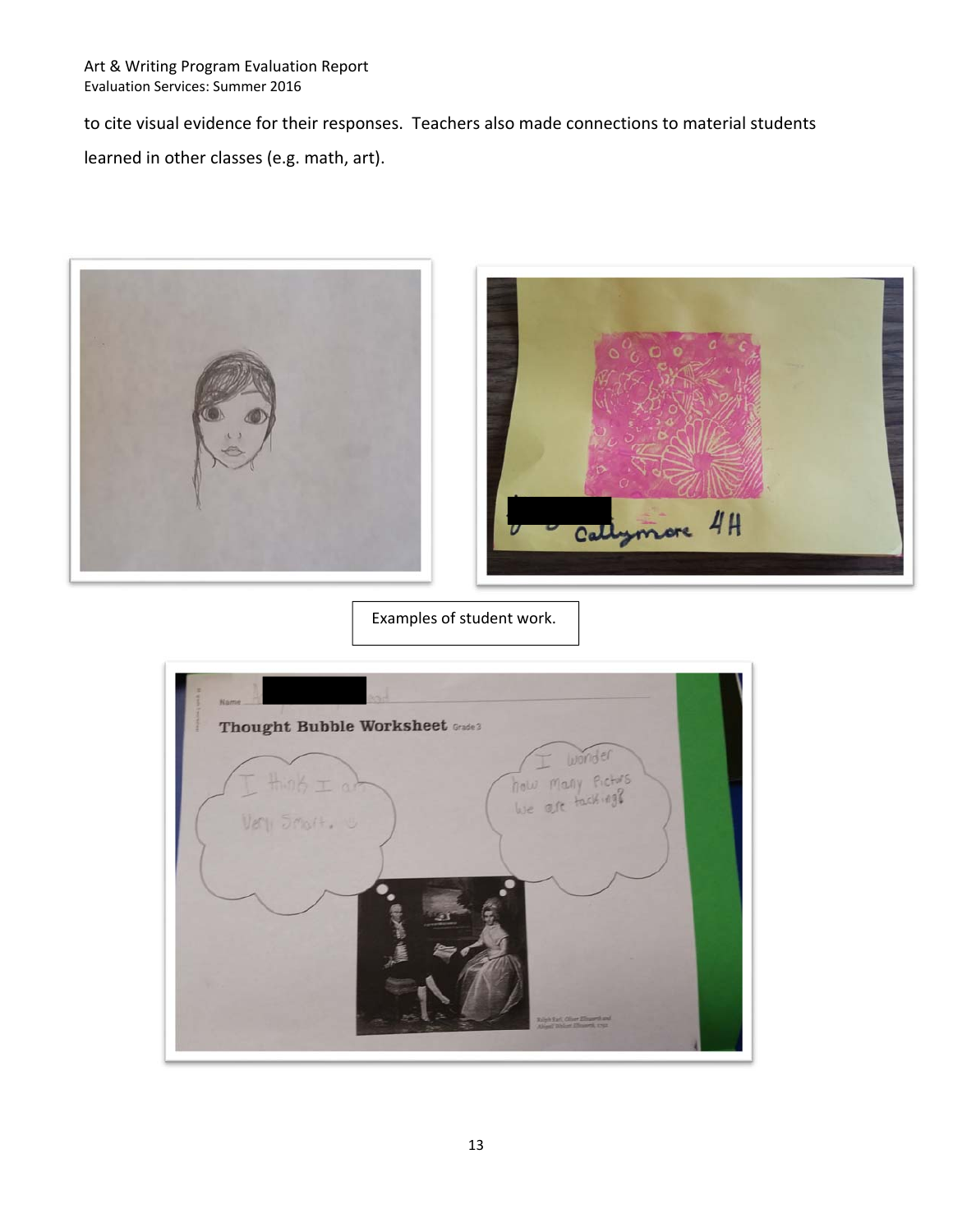to cite visual evidence for their responses. Teachers also made connections to material students learned in other classes (e.g. math, art).

Examples of student work.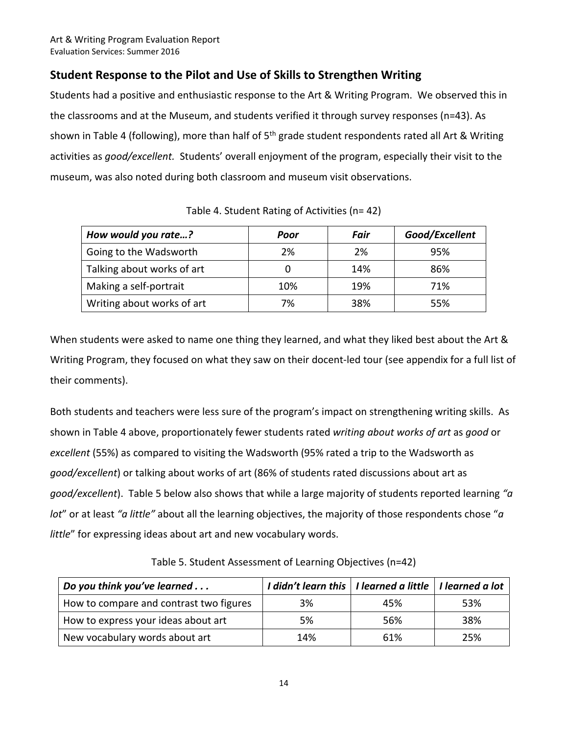## Student Response to the Pilot and Use of Skills to Strengthen Writing

Students had a positive and enthusiastic response to the Art & Writing Program. We observed this in the classrooms and at the Museum, and students verified it through survey responses (n=43). As shown in Table 4 (following), more than half of 5th grade student respondents rated all Art & Writing activities as *good/excellent.* Students' overall enjoyment of the program, especially their visit to the museum, was also noted during both classroom and museum visit observations.

Table 4. Student Rating of Activities (n= 42)

| *How would you rate…?* | *Poor* | *Fair* | *Good/Excellent* |
|---|---|---|---|
| Going to the Wadsworth | 2% | 2% | 95% |
| Talking about works of art | 0 | 14% | 86% |
| Making a self-portrait | 10% | 19% | 71% |
| Writing about works of art | 7% | 38% | 55% |

When students were asked to name one thing they learned, and what they liked best about the Art & Writing Program, they focused on what they saw on their docent-led tour (see appendix for a full list of their comments).

Both students and teachers were less sure of the program's impact on strengthening writing skills. As shown in Table 4 above, proportionately fewer students rated *writing about works of art* as *good* or *excellent* (55%) as compared to visiting the Wadsworth (95% rated a trip to the Wadsworth as *good/excellent*) or talking about works of art (86% of students rated discussions about art as *good/excellent*). Table 5 below also shows that while a large majority of students reported learning *"a lot"* or at least *"a little"* about all the learning objectives, the majority of those respondents chose "*a little*" for expressing ideas about art and new vocabulary words.

Table 5. Student Assessment of Learning Objectives (n=42)

| *Do you think you've learned . . .* | *I didn't learn this* | *I learned a little* | *I learned a lot* |
|---|---|---|---|
| How to compare and contrast two figures | 3% | 45% | 53% |
| How to express your ideas about art | 5% | 56% | 38% |
| New vocabulary words about art | 14% | 61% | 25% |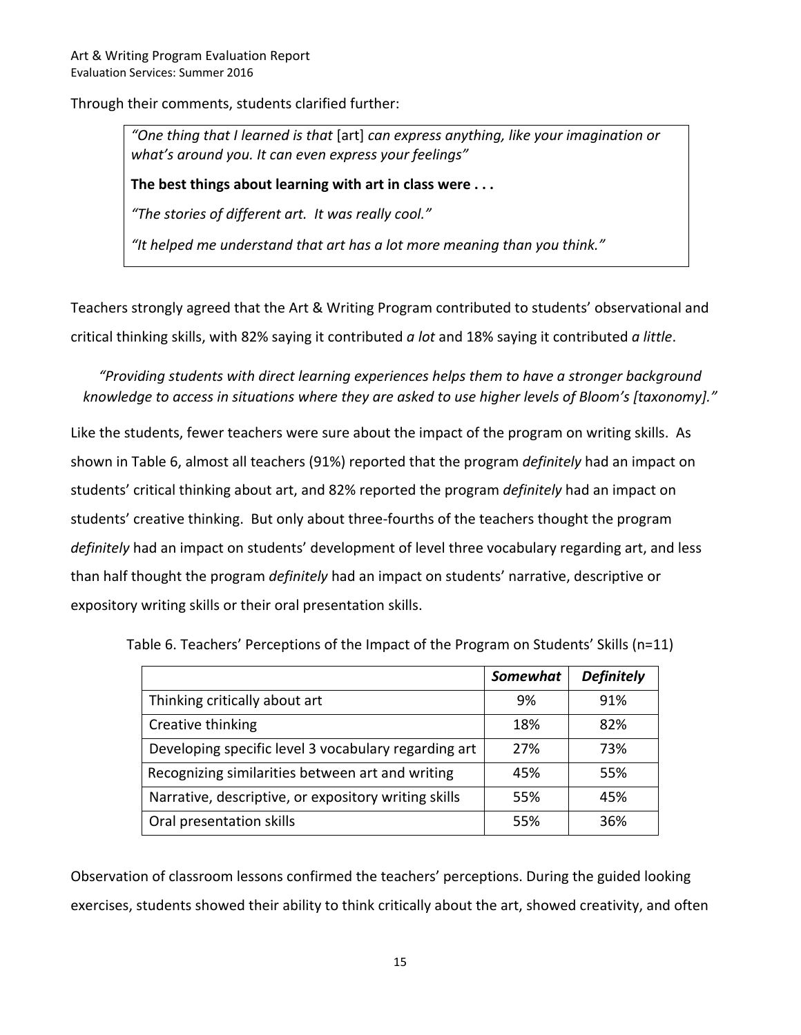Through their comments, students clarified further:

> *"One thing that I learned is that* [art] *can express anything, like your imagination or what's around you. It can even express your feelings"*
>
> **The best things about learning with art in class were . . .**
>
> *"The stories of different art. It was really cool."*
>
> *"It helped me understand that art has a lot more meaning than you think."*

Teachers strongly agreed that the Art & Writing Program contributed to students' observational and critical thinking skills, with 82% saying it contributed *a lot* and 18% saying it contributed *a little*.

*"Providing students with direct learning experiences helps them to have a stronger background knowledge to access in situations where they are asked to use higher levels of Bloom's [taxonomy]."*

Like the students, fewer teachers were sure about the impact of the program on writing skills. As shown in Table 6, almost all teachers (91%) reported that the program *definitely* had an impact on students' critical thinking about art, and 82% reported the program *definitely* had an impact on students' creative thinking. But only about three-fourths of the teachers thought the program *definitely* had an impact on students' development of level three vocabulary regarding art, and less than half thought the program *definitely* had an impact on students' narrative, descriptive or expository writing skills or their oral presentation skills.

Table 6. Teachers' Perceptions of the Impact of the Program on Students' Skills (n=11)

| | ***Somewhat*** | ***Definitely*** |
|---|---|---|
| Thinking critically about art | 9% | 91% |
| Creative thinking | 18% | 82% |
| Developing specific level 3 vocabulary regarding art | 27% | 73% |
| Recognizing similarities between art and writing | 45% | 55% |
| Narrative, descriptive, or expository writing skills | 55% | 45% |
| Oral presentation skills | 55% | 36% |

Observation of classroom lessons confirmed the teachers' perceptions. During the guided looking exercises, students showed their ability to think critically about the art, showed creativity, and often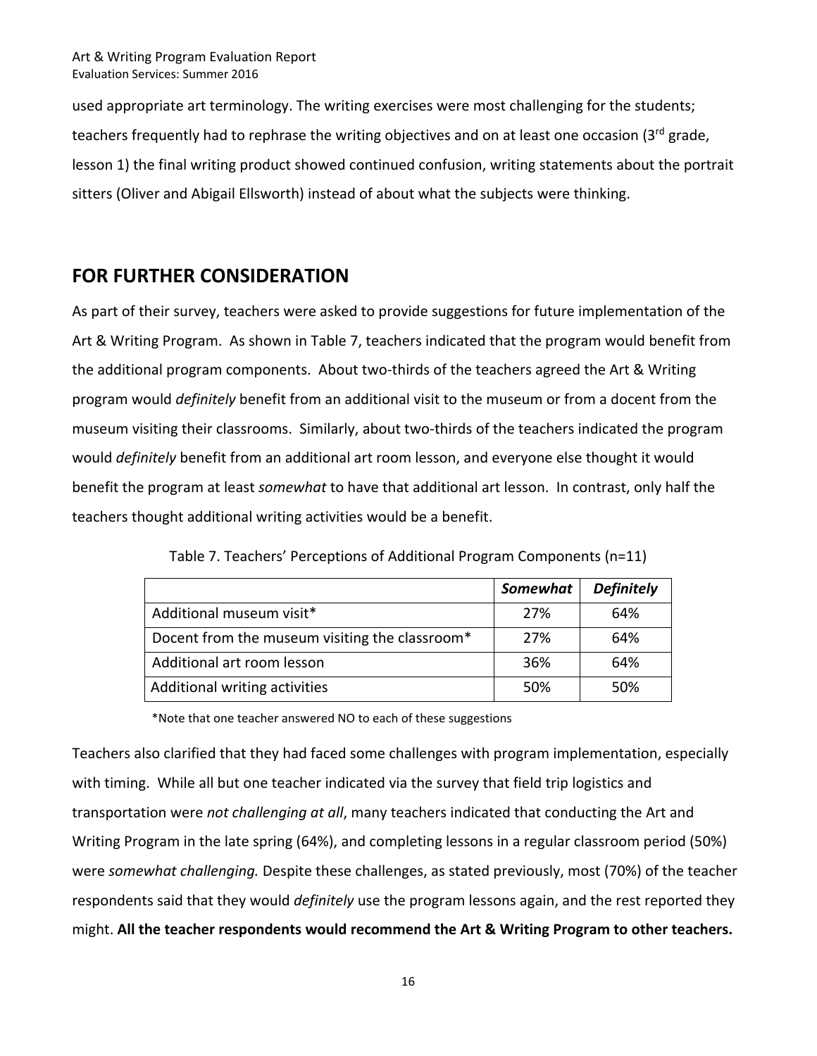used appropriate art terminology. The writing exercises were most challenging for the students; teachers frequently had to rephrase the writing objectives and on at least one occasion (3rd grade, lesson 1) the final writing product showed continued confusion, writing statements about the portrait sitters (Oliver and Abigail Ellsworth) instead of about what the subjects were thinking.

## FOR FURTHER CONSIDERATION

As part of their survey, teachers were asked to provide suggestions for future implementation of the Art & Writing Program. As shown in Table 7, teachers indicated that the program would benefit from the additional program components. About two-thirds of the teachers agreed the Art & Writing program would *definitely* benefit from an additional visit to the museum or from a docent from the museum visiting their classrooms. Similarly, about two-thirds of the teachers indicated the program would *definitely* benefit from an additional art room lesson, and everyone else thought it would benefit the program at least *somewhat* to have that additional art lesson. In contrast, only half the teachers thought additional writing activities would be a benefit.

Table 7. Teachers' Perceptions of Additional Program Components (n=11)

| | ***Somewhat*** | ***Definitely*** |
|---|---|---|
| Additional museum visit* | 27% | 64% |
| Docent from the museum visiting the classroom* | 27% | 64% |
| Additional art room lesson | 36% | 64% |
| Additional writing activities | 50% | 50% |

*Note that one teacher answered NO to each of these suggestions

Teachers also clarified that they had faced some challenges with program implementation, especially with timing. While all but one teacher indicated via the survey that field trip logistics and transportation were *not challenging at all*, many teachers indicated that conducting the Art and Writing Program in the late spring (64%), and completing lessons in a regular classroom period (50%) were *somewhat challenging.* Despite these challenges, as stated previously, most (70%) of the teacher respondents said that they would *definitely* use the program lessons again, and the rest reported they might. **All the teacher respondents would recommend the Art & Writing Program to other teachers.**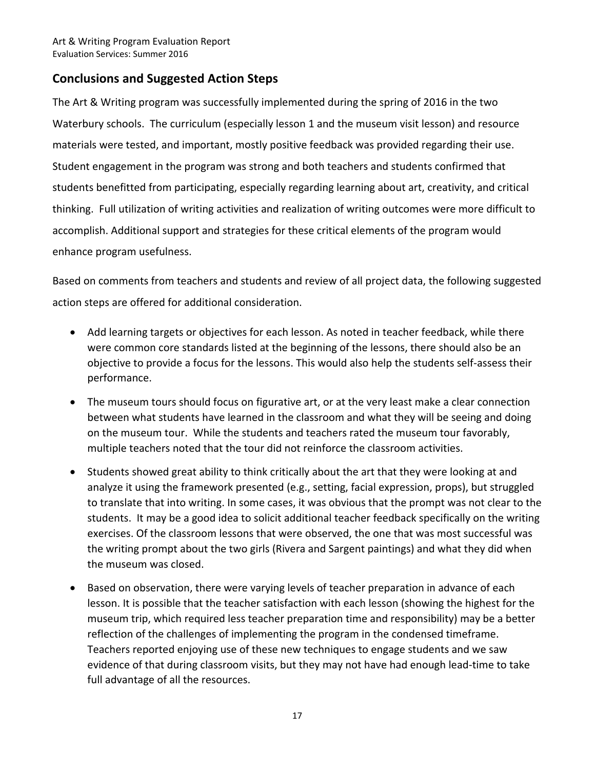## Conclusions and Suggested Action Steps

The Art & Writing program was successfully implemented during the spring of 2016 in the two Waterbury schools. The curriculum (especially lesson 1 and the museum visit lesson) and resource materials were tested, and important, mostly positive feedback was provided regarding their use. Student engagement in the program was strong and both teachers and students confirmed that students benefitted from participating, especially regarding learning about art, creativity, and critical thinking. Full utilization of writing activities and realization of writing outcomes were more difficult to accomplish. Additional support and strategies for these critical elements of the program would enhance program usefulness.

Based on comments from teachers and students and review of all project data, the following suggested action steps are offered for additional consideration.

- Add learning targets or objectives for each lesson. As noted in teacher feedback, while there were common core standards listed at the beginning of the lessons, there should also be an objective to provide a focus for the lessons. This would also help the students self-assess their performance.
- The museum tours should focus on figurative art, or at the very least make a clear connection between what students have learned in the classroom and what they will be seeing and doing on the museum tour. While the students and teachers rated the museum tour favorably, multiple teachers noted that the tour did not reinforce the classroom activities.
- Students showed great ability to think critically about the art that they were looking at and analyze it using the framework presented (e.g., setting, facial expression, props), but struggled to translate that into writing. In some cases, it was obvious that the prompt was not clear to the students. It may be a good idea to solicit additional teacher feedback specifically on the writing exercises. Of the classroom lessons that were observed, the one that was most successful was the writing prompt about the two girls (Rivera and Sargent paintings) and what they did when the museum was closed.
- Based on observation, there were varying levels of teacher preparation in advance of each lesson. It is possible that the teacher satisfaction with each lesson (showing the highest for the museum trip, which required less teacher preparation time and responsibility) may be a better reflection of the challenges of implementing the program in the condensed timeframe. Teachers reported enjoying use of these new techniques to engage students and we saw evidence of that during classroom visits, but they may not have had enough lead-time to take full advantage of all the resources.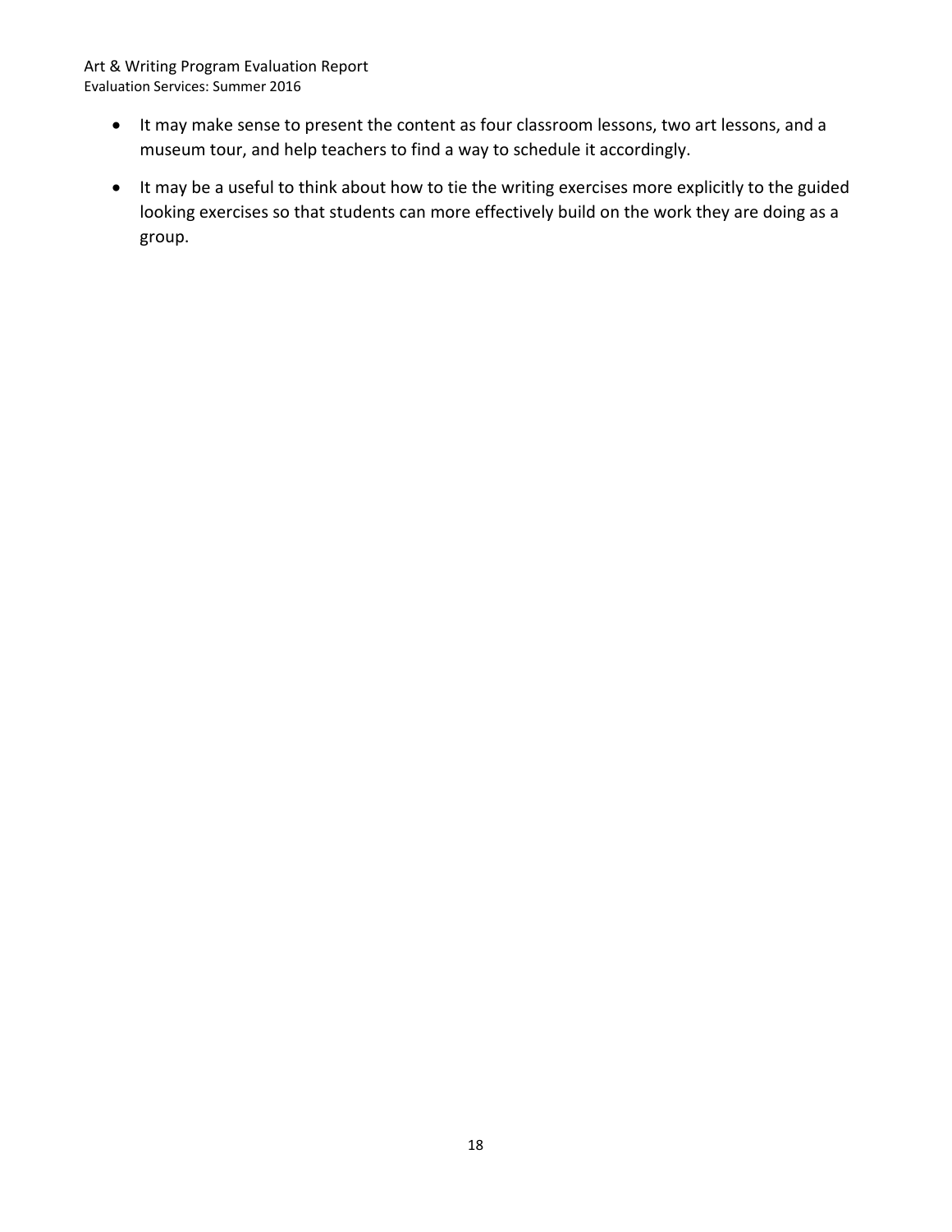- It may make sense to present the content as four classroom lessons, two art lessons, and a museum tour, and help teachers to find a way to schedule it accordingly.
- It may be a useful to think about how to tie the writing exercises more explicitly to the guided looking exercises so that students can more effectively build on the work they are doing as a group.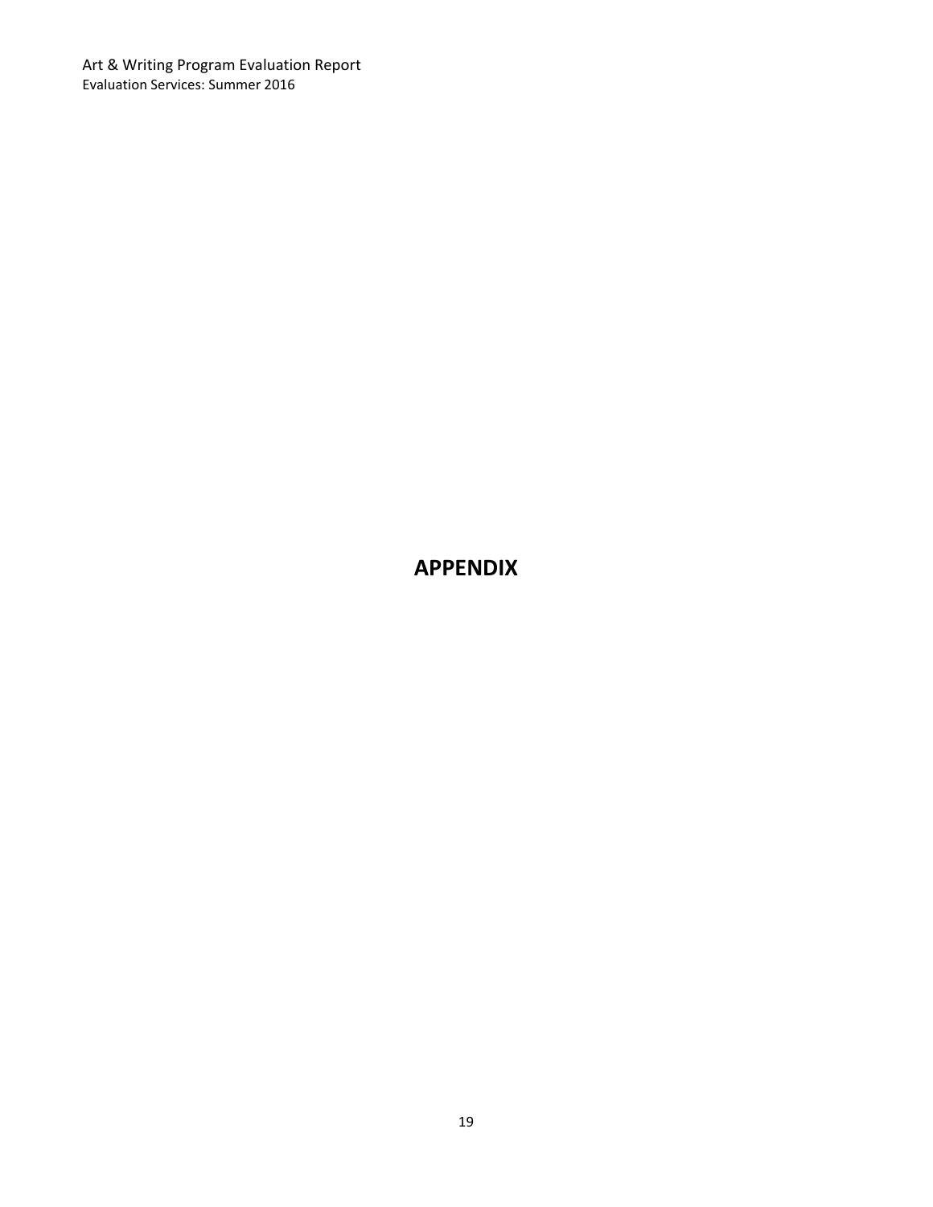# APPENDIX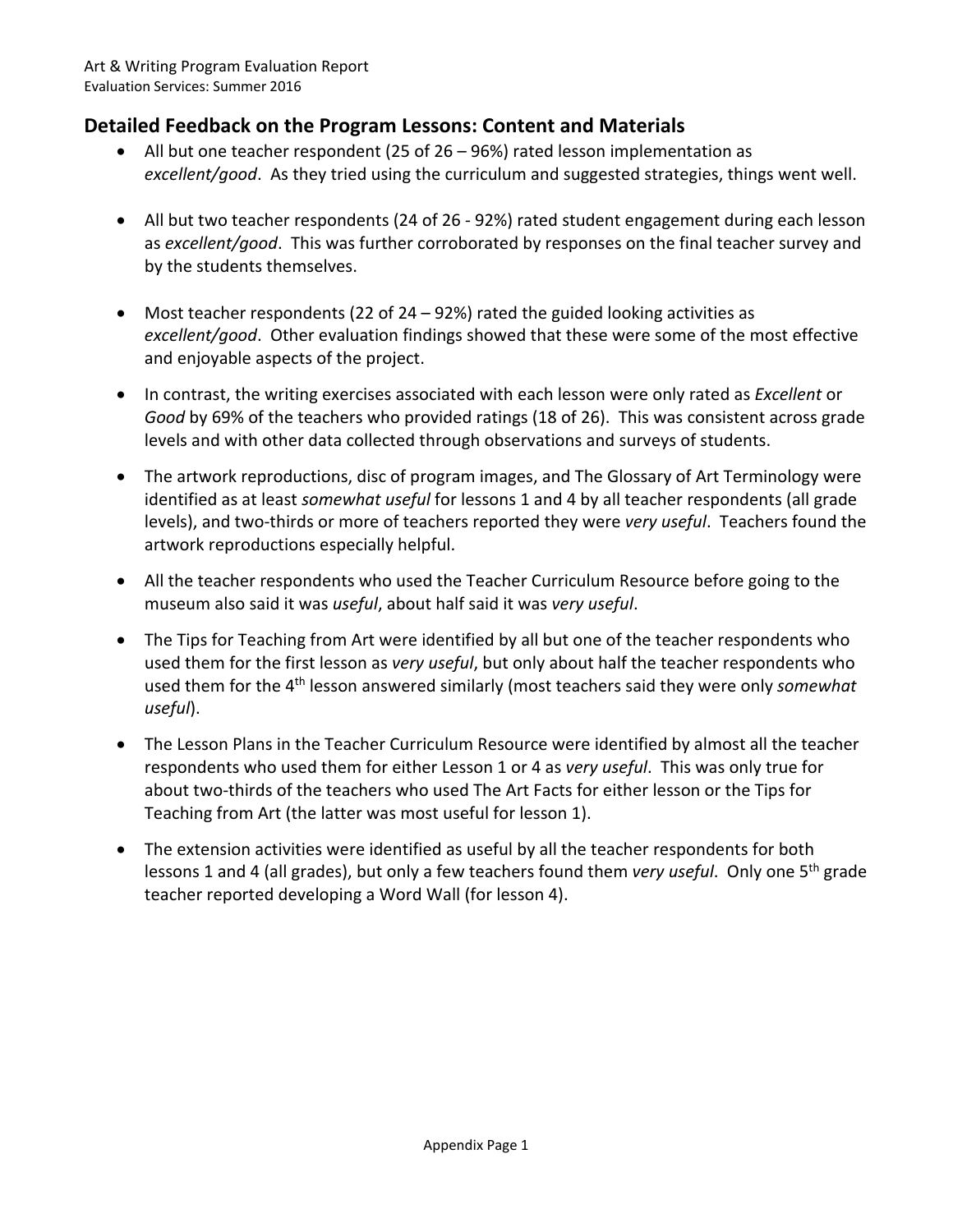## Detailed Feedback on the Program Lessons: Content and Materials

- All but one teacher respondent (25 of 26 – 96%) rated lesson implementation as *excellent/good*. As they tried using the curriculum and suggested strategies, things went well.

- All but two teacher respondents (24 of 26 - 92%) rated student engagement during each lesson as *excellent/good*. This was further corroborated by responses on the final teacher survey and by the students themselves.

- Most teacher respondents (22 of 24 – 92%) rated the guided looking activities as *excellent/good*. Other evaluation findings showed that these were some of the most effective and enjoyable aspects of the project.

- In contrast, the writing exercises associated with each lesson were only rated as *Excellent* or *Good* by 69% of the teachers who provided ratings (18 of 26). This was consistent across grade levels and with other data collected through observations and surveys of students.

- The artwork reproductions, disc of program images, and The Glossary of Art Terminology were identified as at least *somewhat useful* for lessons 1 and 4 by all teacher respondents (all grade levels), and two-thirds or more of teachers reported they were *very useful*. Teachers found the artwork reproductions especially helpful.

- All the teacher respondents who used the Teacher Curriculum Resource before going to the museum also said it was *useful*, about half said it was *very useful*.

- The Tips for Teaching from Art were identified by all but one of the teacher respondents who used them for the first lesson as *very useful*, but only about half the teacher respondents who used them for the 4th lesson answered similarly (most teachers said they were only *somewhat useful*).

- The Lesson Plans in the Teacher Curriculum Resource were identified by almost all the teacher respondents who used them for either Lesson 1 or 4 as *very useful*. This was only true for about two-thirds of the teachers who used The Art Facts for either lesson or the Tips for Teaching from Art (the latter was most useful for lesson 1).

- The extension activities were identified as useful by all the teacher respondents for both lessons 1 and 4 (all grades), but only a few teachers found them *very useful*. Only one 5th grade teacher reported developing a Word Wall (for lesson 4).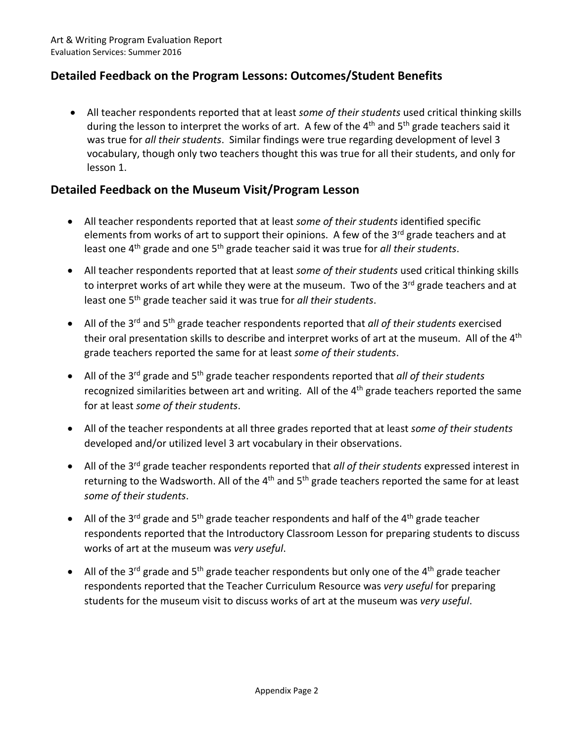## Detailed Feedback on the Program Lessons: Outcomes/Student Benefits

- All teacher respondents reported that at least *some of their students* used critical thinking skills during the lesson to interpret the works of art. A few of the 4th and 5th grade teachers said it was true for *all their students*. Similar findings were true regarding development of level 3 vocabulary, though only two teachers thought this was true for all their students, and only for lesson 1.

## Detailed Feedback on the Museum Visit/Program Lesson

- All teacher respondents reported that at least *some of their students* identified specific elements from works of art to support their opinions. A few of the 3rd grade teachers and at least one 4th grade and one 5th grade teacher said it was true for *all their students*.
- All teacher respondents reported that at least *some of their students* used critical thinking skills to interpret works of art while they were at the museum. Two of the 3rd grade teachers and at least one 5th grade teacher said it was true for *all their students*.
- All of the 3rd and 5th grade teacher respondents reported that *all of their students* exercised their oral presentation skills to describe and interpret works of art at the museum. All of the 4th grade teachers reported the same for at least *some of their students*.
- All of the 3rd grade and 5th grade teacher respondents reported that *all of their students* recognized similarities between art and writing. All of the 4th grade teachers reported the same for at least *some of their students*.
- All of the teacher respondents at all three grades reported that at least *some of their students* developed and/or utilized level 3 art vocabulary in their observations.
- All of the 3rd grade teacher respondents reported that *all of their students* expressed interest in returning to the Wadsworth. All of the 4th and 5th grade teachers reported the same for at least *some of their students*.
- All of the 3rd grade and 5th grade teacher respondents and half of the 4th grade teacher respondents reported that the Introductory Classroom Lesson for preparing students to discuss works of art at the museum was *very useful*.
- All of the 3rd grade and 5th grade teacher respondents but only one of the 4th grade teacher respondents reported that the Teacher Curriculum Resource was *very useful* for preparing students for the museum visit to discuss works of art at the museum was *very useful*.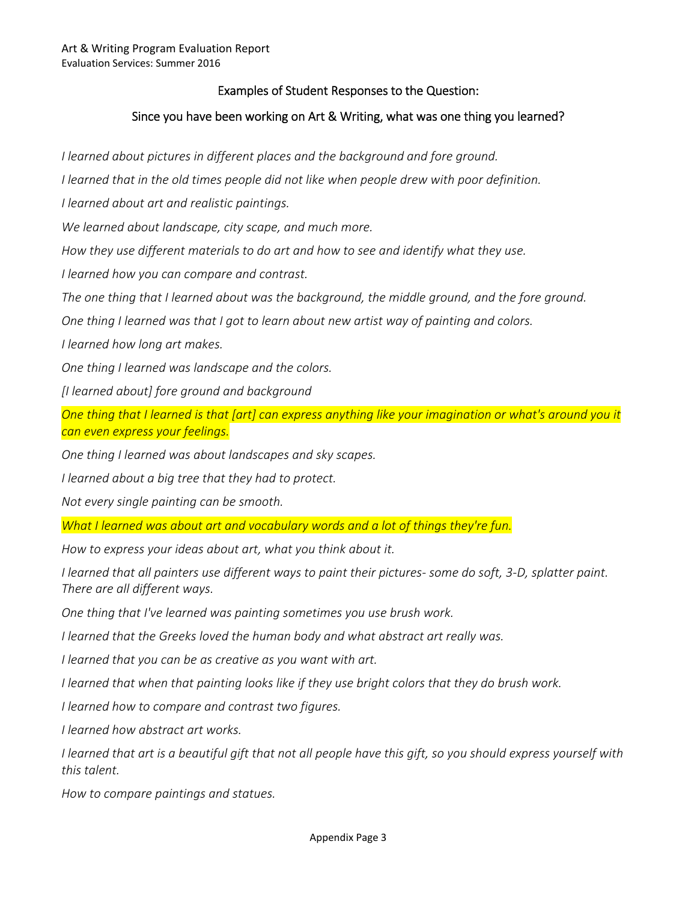Examples of Student Responses to the Question:

Since you have been working on Art & Writing, what was one thing you learned?

*I learned about pictures in different places and the background and fore ground.*

*I learned that in the old times people did not like when people drew with poor definition.*

*I learned about art and realistic paintings.*

*We learned about landscape, city scape, and much more.*

*How they use different materials to do art and how to see and identify what they use.*

*I learned how you can compare and contrast.*

*The one thing that I learned about was the background, the middle ground, and the fore ground.*

*One thing I learned was that I got to learn about new artist way of painting and colors.*

*I learned how long art makes.*

*One thing I learned was landscape and the colors.*

*[I learned about] fore ground and background*

*One thing that I learned is that [art] can express anything like your imagination or what's around you it can even express your feelings.*

*One thing I learned was about landscapes and sky scapes.*

*I learned about a big tree that they had to protect.*

*Not every single painting can be smooth.*

*What I learned was about art and vocabulary words and a lot of things they're fun.*

*How to express your ideas about art, what you think about it.*

*I learned that all painters use different ways to paint their pictures- some do soft, 3-D, splatter paint. There are all different ways.*

*One thing that I've learned was painting sometimes you use brush work.*

*I learned that the Greeks loved the human body and what abstract art really was.*

*I learned that you can be as creative as you want with art.*

*I learned that when that painting looks like if they use bright colors that they do brush work.*

*I learned how to compare and contrast two figures.*

*I learned how abstract art works.*

*I learned that art is a beautiful gift that not all people have this gift, so you should express yourself with this talent.*

*How to compare paintings and statues.*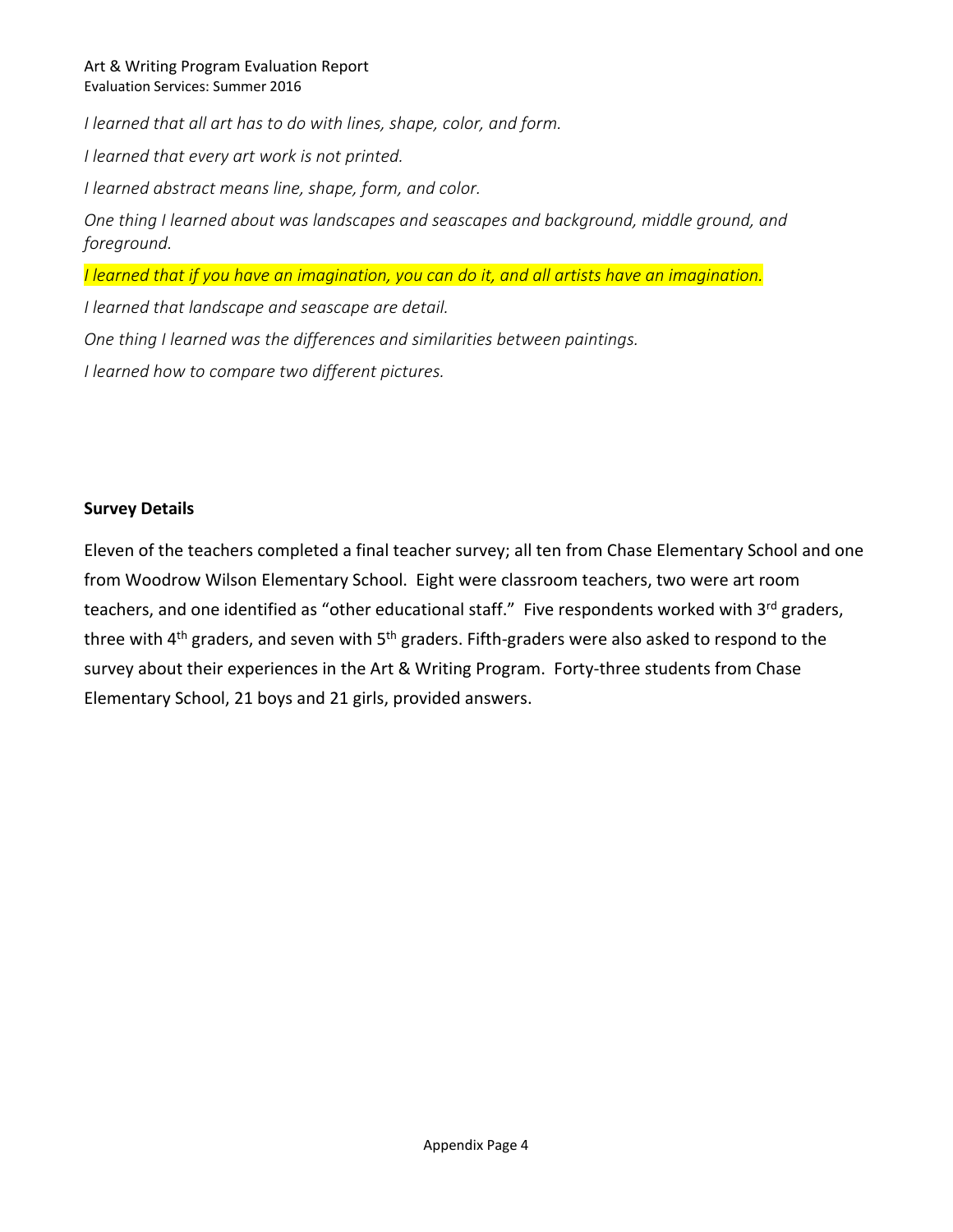*I learned that all art has to do with lines, shape, color, and form.*

*I learned that every art work is not printed.*

*I learned abstract means line, shape, form, and color.*

*One thing I learned about was landscapes and seascapes and background, middle ground, and foreground.*

*I learned that if you have an imagination, you can do it, and all artists have an imagination.*

*I learned that landscape and seascape are detail.*

*One thing I learned was the differences and similarities between paintings.*

*I learned how to compare two different pictures.*

**Survey Details**

Eleven of the teachers completed a final teacher survey; all ten from Chase Elementary School and one from Woodrow Wilson Elementary School. Eight were classroom teachers, two were art room teachers, and one identified as "other educational staff." Five respondents worked with 3rd graders, three with 4th graders, and seven with 5th graders. Fifth-graders were also asked to respond to the survey about their experiences in the Art & Writing Program. Forty-three students from Chase Elementary School, 21 boys and 21 girls, provided answers.